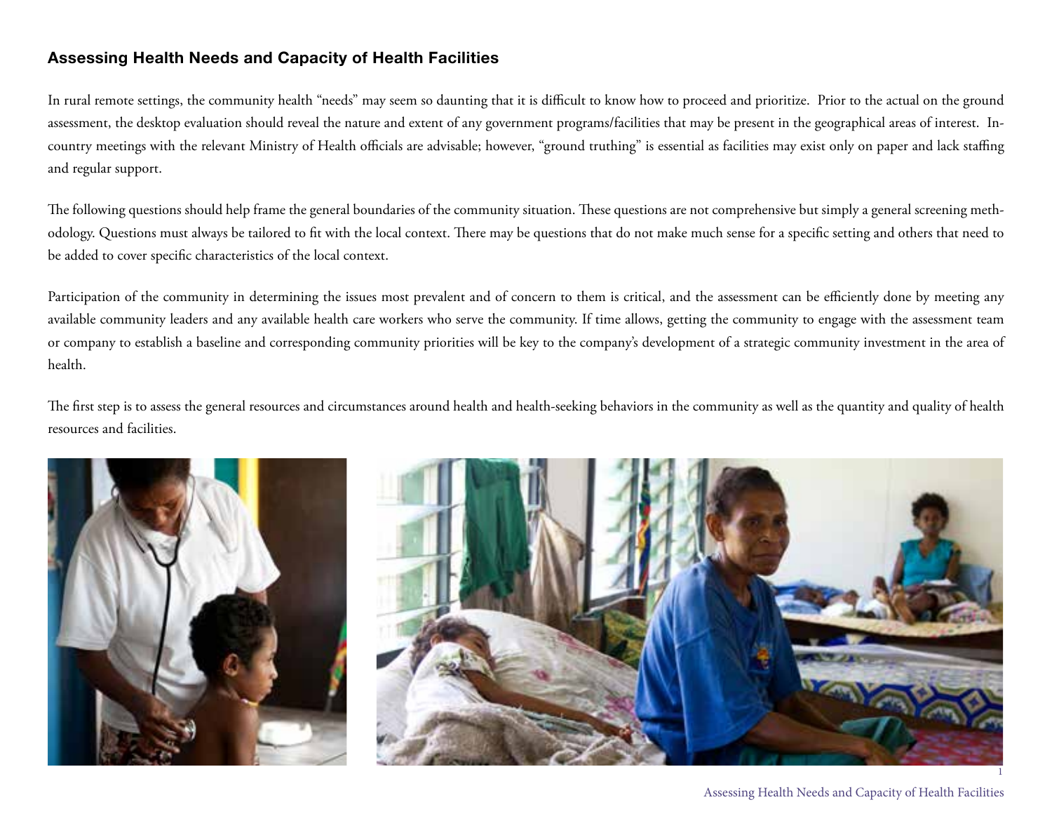## Assessing Health Needs and Capacity of Health Facilities

In rural remote settings, the community health "needs" may seem so daunting that it is difficult to know how to proceed and prioritize. Prior to the actual on the ground assessment, the desktop evaluation should reveal the nature and extent of any government programs/facilities that may be present in the geographical areas of interest. In-country meetings with the relevant Ministry of Health officials are advisable; however, "ground truthing" is essential as facilities may exist only on paper and lack staffing and regular support.

The following questions should help frame the general boundaries of the community situation. These questions are not comprehensive but simply a general screening methodology. Questions must always be tailored to fit with the local context. There may be questions that do not make much sense for a specific setting and others that need to be added to cover specific characteristics of the local context.

Participation of the community in determining the issues most prevalent and of concern to them is critical, and the assessment can be efficiently done by meeting any available community leaders and any available health care workers who serve the community. If time allows, getting the community to engage with the assessment team or company to establish a baseline and corresponding community priorities will be key to the company's development of a strategic community investment in the area of health.

The first step is to assess the general resources and circumstances around health and health-seeking behaviors in the community as well as the quantity and quality of health resources and facilities.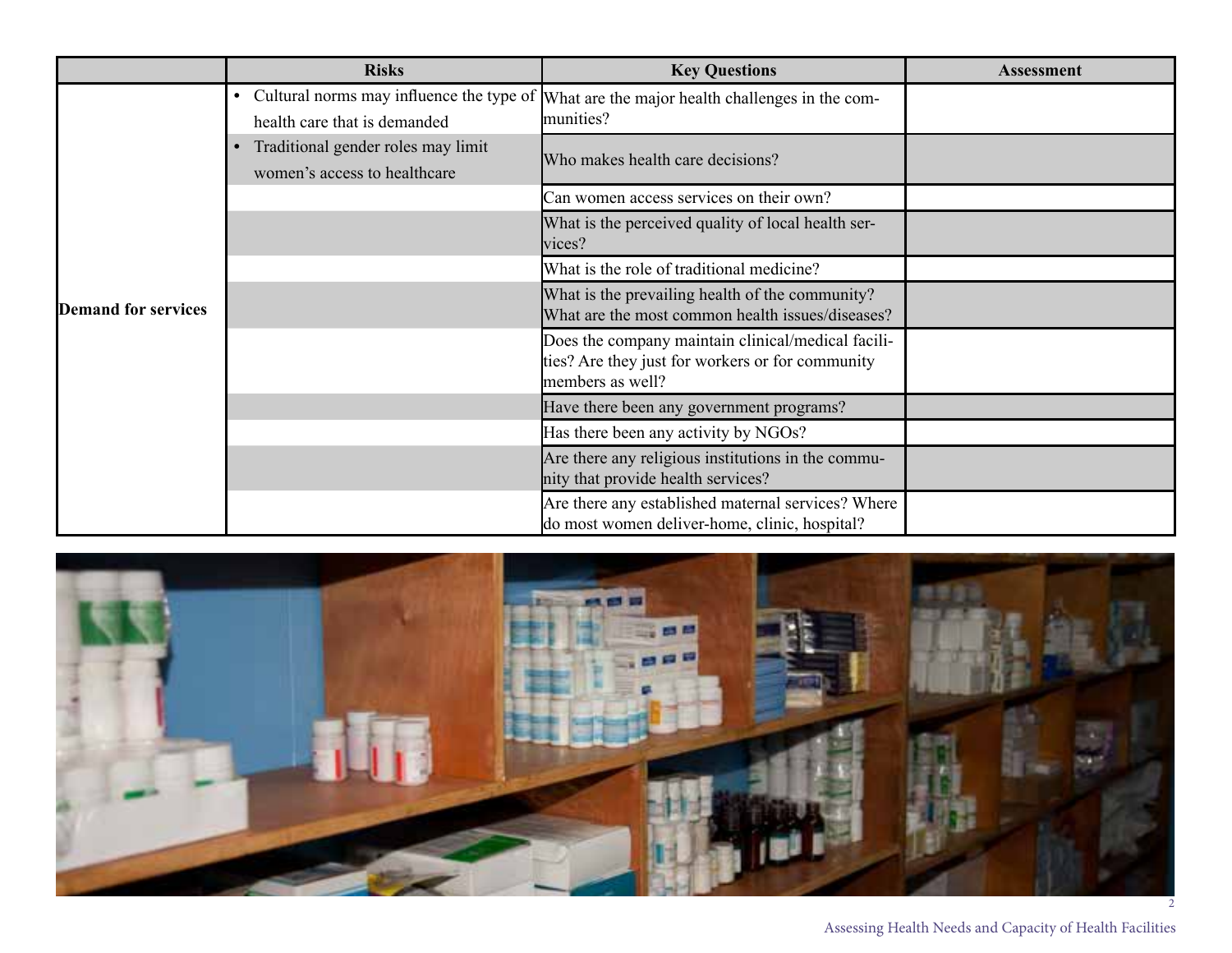| | Risks | Key Questions | Assessment |
|---|---|---|---|
| Demand for services | • Cultural norms may influence the type of health care that is demanded | What are the major health challenges in the communities? | |
| | • Traditional gender roles may limit women's access to healthcare | Who makes health care decisions? | |
| | | Can women access services on their own? | |
| | | What is the perceived quality of local health services? | |
| | | What is the role of traditional medicine? | |
| | | What is the prevailing health of the community? What are the most common health issues/diseases? | |
| | | Does the company maintain clinical/medical facilities? Are they just for workers or for community members as well? | |
| | | Have there been any government programs? | |
| | | Has there been any activity by NGOs? | |
| | | Are there any religious institutions in the community that provide health services? | |
| | | Are there any established maternal services? Where do most women deliver-home, clinic, hospital? | |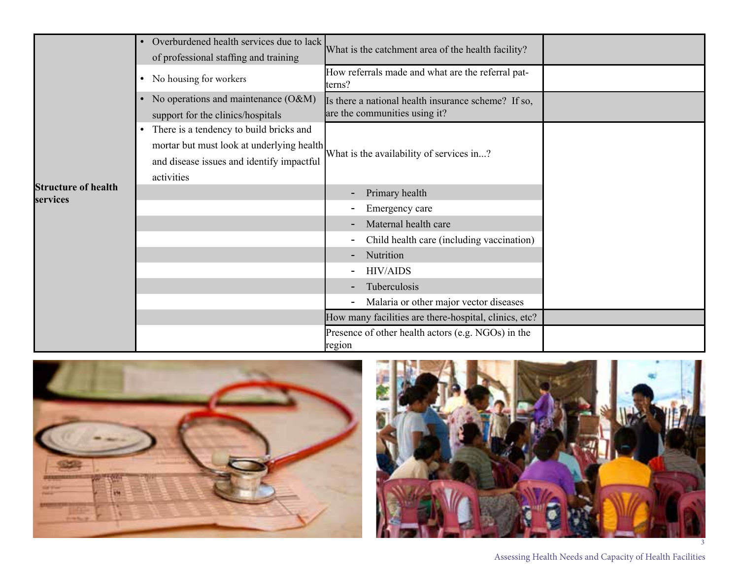| | | | |
|---|---|---|---|
| **Structure of health services** | • Overburdened health services due to lack of professional staffing and training | What is the catchment area of the health facility? | |
| | • No housing for workers | How referrals made and what are the referral patterns? | |
| | • No operations and maintenance (O&M) support for the clinics/hospitals | Is there a national health insurance scheme? If so, are the communities using it? | |
| | • There is a tendency to build bricks and mortar but must look at underlying health and disease issues and identify impactful activities | What is the availability of services in...? | |
| | | - Primary health | |
| | | - Emergency care | |
| | | - Maternal health care | |
| | | - Child health care (including vaccination) | |
| | | - Nutrition | |
| | | - HIV/AIDS | |
| | | - Tuberculosis | |
| | | - Malaria or other major vector diseases | |
| | | How many facilities are there-hospital, clinics, etc? | |
| | | Presence of other health actors (e.g. NGOs) in the region | |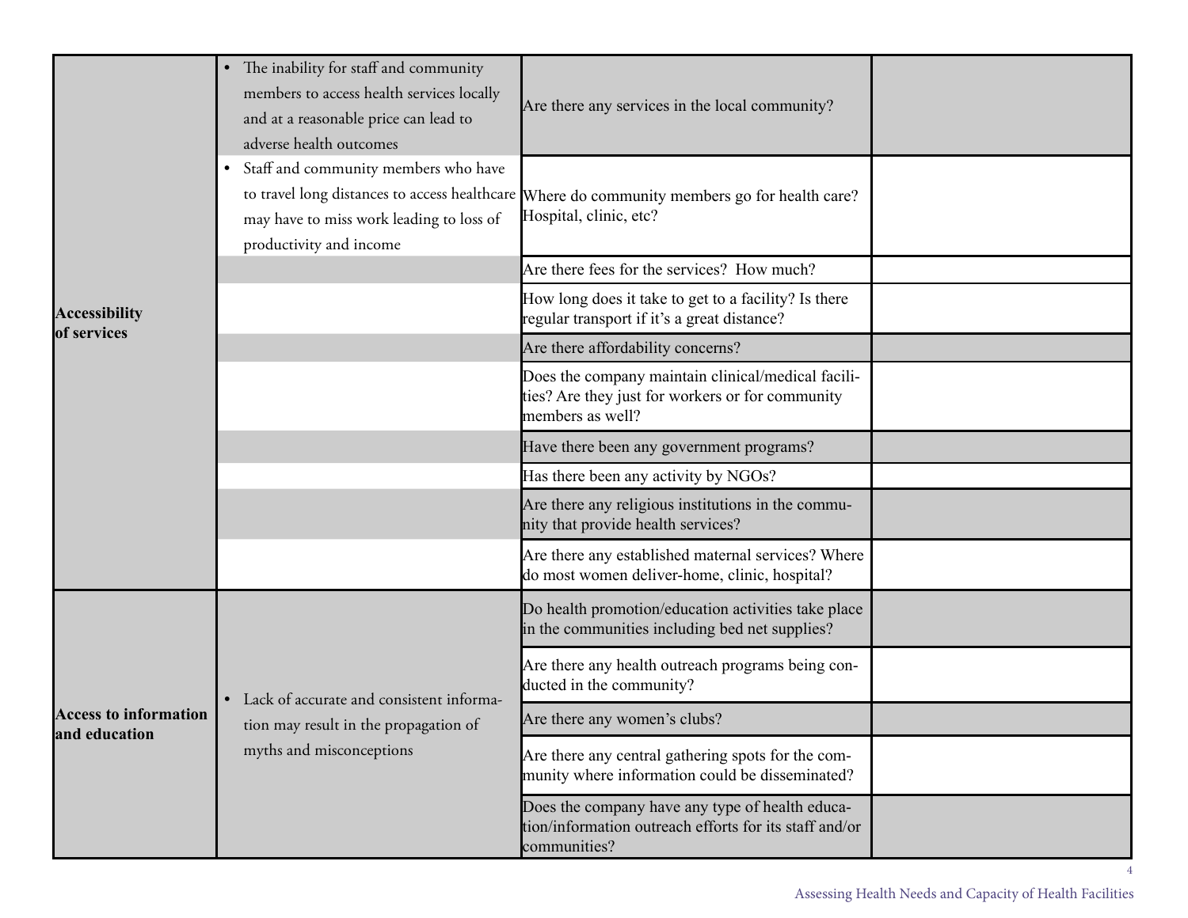| | | | |
|---|---|---|---|
| **Accessibility of services** | • The inability for staff and community members to access health services locally and at a reasonable price can lead to adverse health outcomes | Are there any services in the local community? | |
| | • Staff and community members who have to travel long distances to access healthcare may have to miss work leading to loss of productivity and income | Where do community members go for health care? Hospital, clinic, etc? | |
| | | Are there fees for the services? How much? | |
| | | How long does it take to get to a facility? Is there regular transport if it's a great distance? | |
| | | Are there affordability concerns? | |
| | | Does the company maintain clinical/medical facilities? Are they just for workers or for community members as well? | |
| | | Have there been any government programs? | |
| | | Has there been any activity by NGOs? | |
| | | Are there any religious institutions in the community that provide health services? | |
| | | Are there any established maternal services? Where do most women deliver-home, clinic, hospital? | |
| **Access to information and education** | • Lack of accurate and consistent information may result in the propagation of myths and misconceptions | Do health promotion/education activities take place in the communities including bed net supplies? | |
| | | Are there any health outreach programs being conducted in the community? | |
| | | Are there any women's clubs? | |
| | | Are there any central gathering spots for the community where information could be disseminated? | |
| | | Does the company have any type of health education/information outreach efforts for its staff and/or communities? | |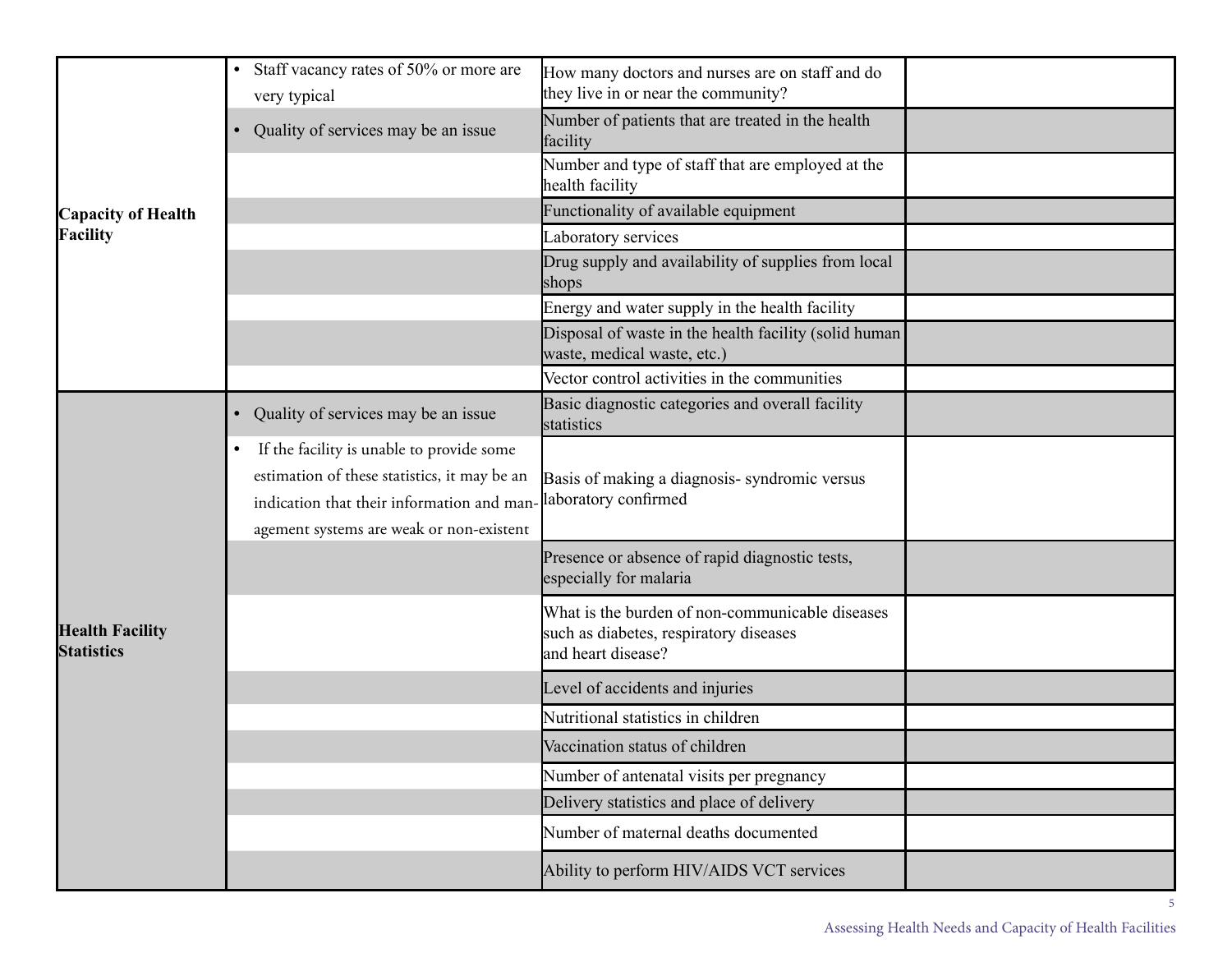| | | | |
|---|---|---|---|
| **Capacity of Health Facility** | • Staff vacancy rates of 50% or more are very typical | How many doctors and nurses are on staff and do they live in or near the community? | |
| | • Quality of services may be an issue | Number of patients that are treated in the health facility | |
| | | Number and type of staff that are employed at the health facility | |
| | | Functionality of available equipment | |
| | | Laboratory services | |
| | | Drug supply and availability of supplies from local shops | |
| | | Energy and water supply in the health facility | |
| | | Disposal of waste in the health facility (solid human waste, medical waste, etc.) | |
| | | Vector control activities in the communities | |
| **Health Facility Statistics** | • Quality of services may be an issue | Basic diagnostic categories and overall facility statistics | |
| | • If the facility is unable to provide some estimation of these statistics, it may be an indication that their information and management systems are weak or non-existent | Basis of making a diagnosis- syndromic versus laboratory confirmed | |
| | | Presence or absence of rapid diagnostic tests, especially for malaria | |
| | | What is the burden of non-communicable diseases such as diabetes, respiratory diseases and heart disease? | |
| | | Level of accidents and injuries | |
| | | Nutritional statistics in children | |
| | | Vaccination status of children | |
| | | Number of antenatal visits per pregnancy | |
| | | Delivery statistics and place of delivery | |
| | | Number of maternal deaths documented | |
| | | Ability to perform HIV/AIDS VCT services | |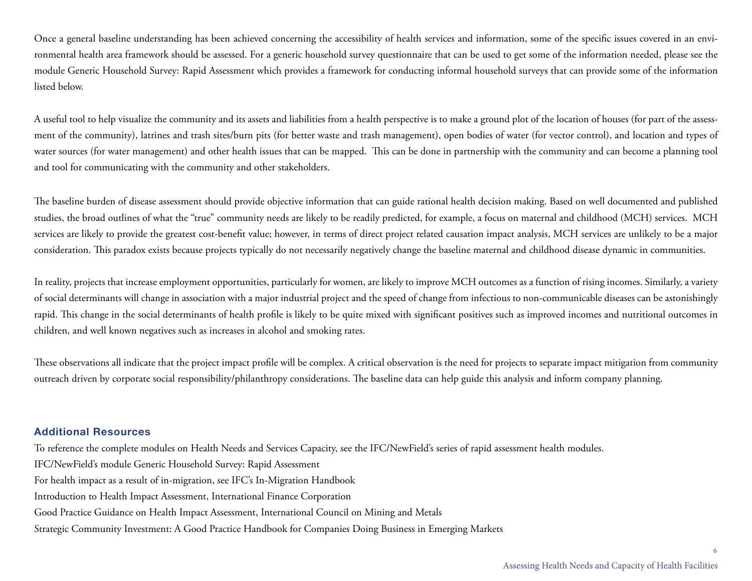Once a general baseline understanding has been achieved concerning the accessibility of health services and information, some of the specific issues covered in an environmental health area framework should be assessed. For a generic household survey questionnaire that can be used to get some of the information needed, please see the module Generic Household Survey: Rapid Assessment which provides a framework for conducting informal household surveys that can provide some of the information listed below.

A useful tool to help visualize the community and its assets and liabilities from a health perspective is to make a ground plot of the location of houses (for part of the assessment of the community), latrines and trash sites/burn pits (for better waste and trash management), open bodies of water (for vector control), and location and types of water sources (for water management) and other health issues that can be mapped. This can be done in partnership with the community and can become a planning tool and tool for communicating with the community and other stakeholders.

The baseline burden of disease assessment should provide objective information that can guide rational health decision making. Based on well documented and published studies, the broad outlines of what the "true" community needs are likely to be readily predicted, for example, a focus on maternal and childhood (MCH) services. MCH services are likely to provide the greatest cost-benefit value; however, in terms of direct project related causation impact analysis, MCH services are unlikely to be a major consideration. This paradox exists because projects typically do not necessarily negatively change the baseline maternal and childhood disease dynamic in communities.

In reality, projects that increase employment opportunities, particularly for women, are likely to improve MCH outcomes as a function of rising incomes. Similarly, a variety of social determinants will change in association with a major industrial project and the speed of change from infectious to non-communicable diseases can be astonishingly rapid. This change in the social determinants of health profile is likely to be quite mixed with significant positives such as improved incomes and nutritional outcomes in children, and well known negatives such as increases in alcohol and smoking rates.

These observations all indicate that the project impact profile will be complex. A critical observation is the need for projects to separate impact mitigation from community outreach driven by corporate social responsibility/philanthropy considerations. The baseline data can help guide this analysis and inform company planning.

## Additional Resources

To reference the complete modules on Health Needs and Services Capacity, see the IFC/NewField's series of rapid assessment health modules.

IFC/NewField's module Generic Household Survey: Rapid Assessment

For health impact as a result of in-migration, see IFC's In-Migration Handbook

Introduction to Health Impact Assessment, International Finance Corporation

Good Practice Guidance on Health Impact Assessment, International Council on Mining and Metals

Strategic Community Investment: A Good Practice Handbook for Companies Doing Business in Emerging Markets